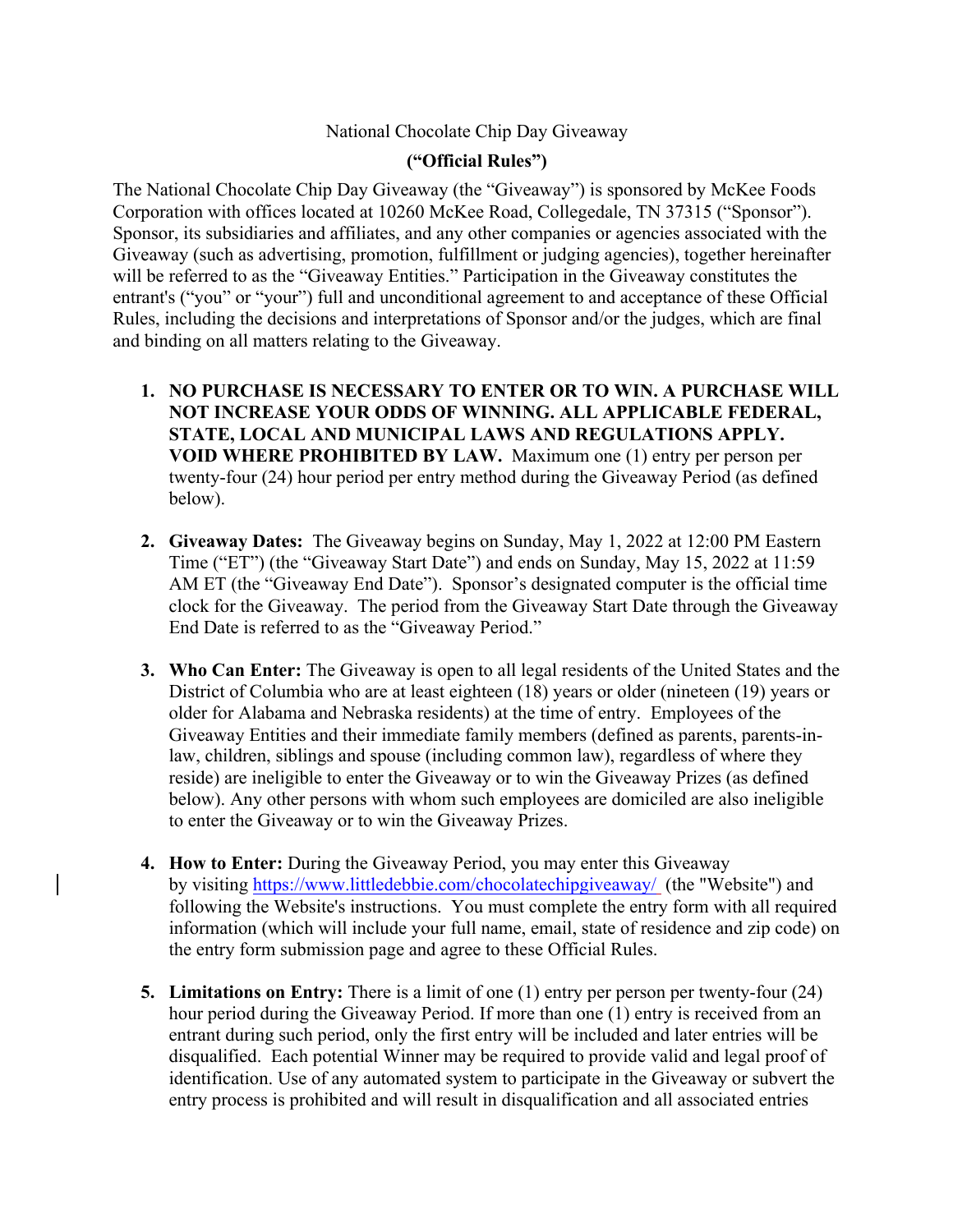National Chocolate Chip Day Giveaway

**("Official Rules")**

The National Chocolate Chip Day Giveaway (the "Giveaway") is sponsored by McKee Foods Corporation with offices located at 10260 McKee Road, Collegedale, TN 37315 ("Sponsor"). Sponsor, its subsidiaries and affiliates, and any other companies or agencies associated with the Giveaway (such as advertising, promotion, fulfillment or judging agencies), together hereinafter will be referred to as the "Giveaway Entities." Participation in the Giveaway constitutes the entrant's ("you" or "your") full and unconditional agreement to and acceptance of these Official Rules, including the decisions and interpretations of Sponsor and/or the judges, which are final and binding on all matters relating to the Giveaway.

1. **NO PURCHASE IS NECESSARY TO ENTER OR TO WIN. A PURCHASE WILL NOT INCREASE YOUR ODDS OF WINNING. ALL APPLICABLE FEDERAL, STATE, LOCAL AND MUNICIPAL LAWS AND REGULATIONS APPLY. VOID WHERE PROHIBITED BY LAW.** Maximum one (1) entry per person per twenty-four (24) hour period per entry method during the Giveaway Period (as defined below).

2. **Giveaway Dates:** The Giveaway begins on Sunday, May 1, 2022 at 12:00 PM Eastern Time ("ET") (the "Giveaway Start Date") and ends on Sunday, May 15, 2022 at 11:59 AM ET (the "Giveaway End Date"). Sponsor's designated computer is the official time clock for the Giveaway. The period from the Giveaway Start Date through the Giveaway End Date is referred to as the "Giveaway Period."

3. **Who Can Enter:** The Giveaway is open to all legal residents of the United States and the District of Columbia who are at least eighteen (18) years or older (nineteen (19) years or older for Alabama and Nebraska residents) at the time of entry. Employees of the Giveaway Entities and their immediate family members (defined as parents, parents-in-law, children, siblings and spouse (including common law), regardless of where they reside) are ineligible to enter the Giveaway or to win the Giveaway Prizes (as defined below). Any other persons with whom such employees are domiciled are also ineligible to enter the Giveaway or to win the Giveaway Prizes.

4. **How to Enter:** During the Giveaway Period, you may enter this Giveaway by visiting https://www.littledebbie.com/chocolatechipgiveaway/ (the "Website") and following the Website's instructions. You must complete the entry form with all required information (which will include your full name, email, state of residence and zip code) on the entry form submission page and agree to these Official Rules.

5. **Limitations on Entry:** There is a limit of one (1) entry per person per twenty-four (24) hour period during the Giveaway Period. If more than one (1) entry is received from an entrant during such period, only the first entry will be included and later entries will be disqualified. Each potential Winner may be required to provide valid and legal proof of identification. Use of any automated system to participate in the Giveaway or subvert the entry process is prohibited and will result in disqualification and all associated entries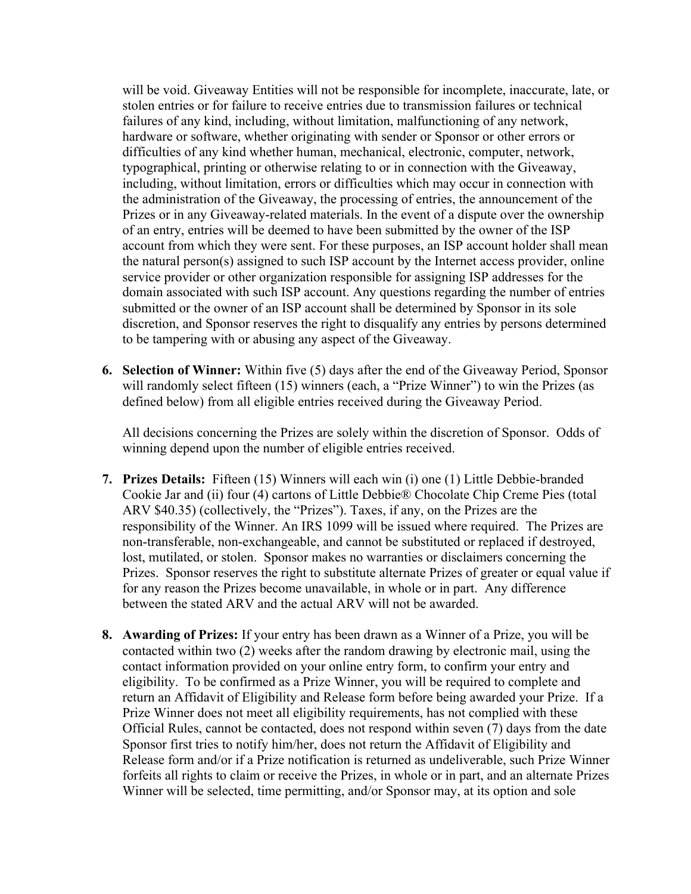will be void. Giveaway Entities will not be responsible for incomplete, inaccurate, late, or stolen entries or for failure to receive entries due to transmission failures or technical failures of any kind, including, without limitation, malfunctioning of any network, hardware or software, whether originating with sender or Sponsor or other errors or difficulties of any kind whether human, mechanical, electronic, computer, network, typographical, printing or otherwise relating to or in connection with the Giveaway, including, without limitation, errors or difficulties which may occur in connection with the administration of the Giveaway, the processing of entries, the announcement of the Prizes or in any Giveaway-related materials. In the event of a dispute over the ownership of an entry, entries will be deemed to have been submitted by the owner of the ISP account from which they were sent. For these purposes, an ISP account holder shall mean the natural person(s) assigned to such ISP account by the Internet access provider, online service provider or other organization responsible for assigning ISP addresses for the domain associated with such ISP account. Any questions regarding the number of entries submitted or the owner of an ISP account shall be determined by Sponsor in its sole discretion, and Sponsor reserves the right to disqualify any entries by persons determined to be tampering with or abusing any aspect of the Giveaway.

6. **Selection of Winner:** Within five (5) days after the end of the Giveaway Period, Sponsor will randomly select fifteen (15) winners (each, a "Prize Winner") to win the Prizes (as defined below) from all eligible entries received during the Giveaway Period.

   All decisions concerning the Prizes are solely within the discretion of Sponsor. Odds of winning depend upon the number of eligible entries received.

7. **Prizes Details:** Fifteen (15) Winners will each win (i) one (1) Little Debbie-branded Cookie Jar and (ii) four (4) cartons of Little Debbie® Chocolate Chip Creme Pies (total ARV $40.35) (collectively, the "Prizes"). Taxes, if any, on the Prizes are the responsibility of the Winner. An IRS 1099 will be issued where required. The Prizes are non-transferable, non-exchangeable, and cannot be substituted or replaced if destroyed, lost, mutilated, or stolen. Sponsor makes no warranties or disclaimers concerning the Prizes. Sponsor reserves the right to substitute alternate Prizes of greater or equal value if for any reason the Prizes become unavailable, in whole or in part. Any difference between the stated ARV and the actual ARV will not be awarded.

8. **Awarding of Prizes:** If your entry has been drawn as a Winner of a Prize, you will be contacted within two (2) weeks after the random drawing by electronic mail, using the contact information provided on your online entry form, to confirm your entry and eligibility. To be confirmed as a Prize Winner, you will be required to complete and return an Affidavit of Eligibility and Release form before being awarded your Prize. If a Prize Winner does not meet all eligibility requirements, has not complied with these Official Rules, cannot be contacted, does not respond within seven (7) days from the date Sponsor first tries to notify him/her, does not return the Affidavit of Eligibility and Release form and/or if a Prize notification is returned as undeliverable, such Prize Winner forfeits all rights to claim or receive the Prizes, in whole or in part, and an alternate Prizes Winner will be selected, time permitting, and/or Sponsor may, at its option and sole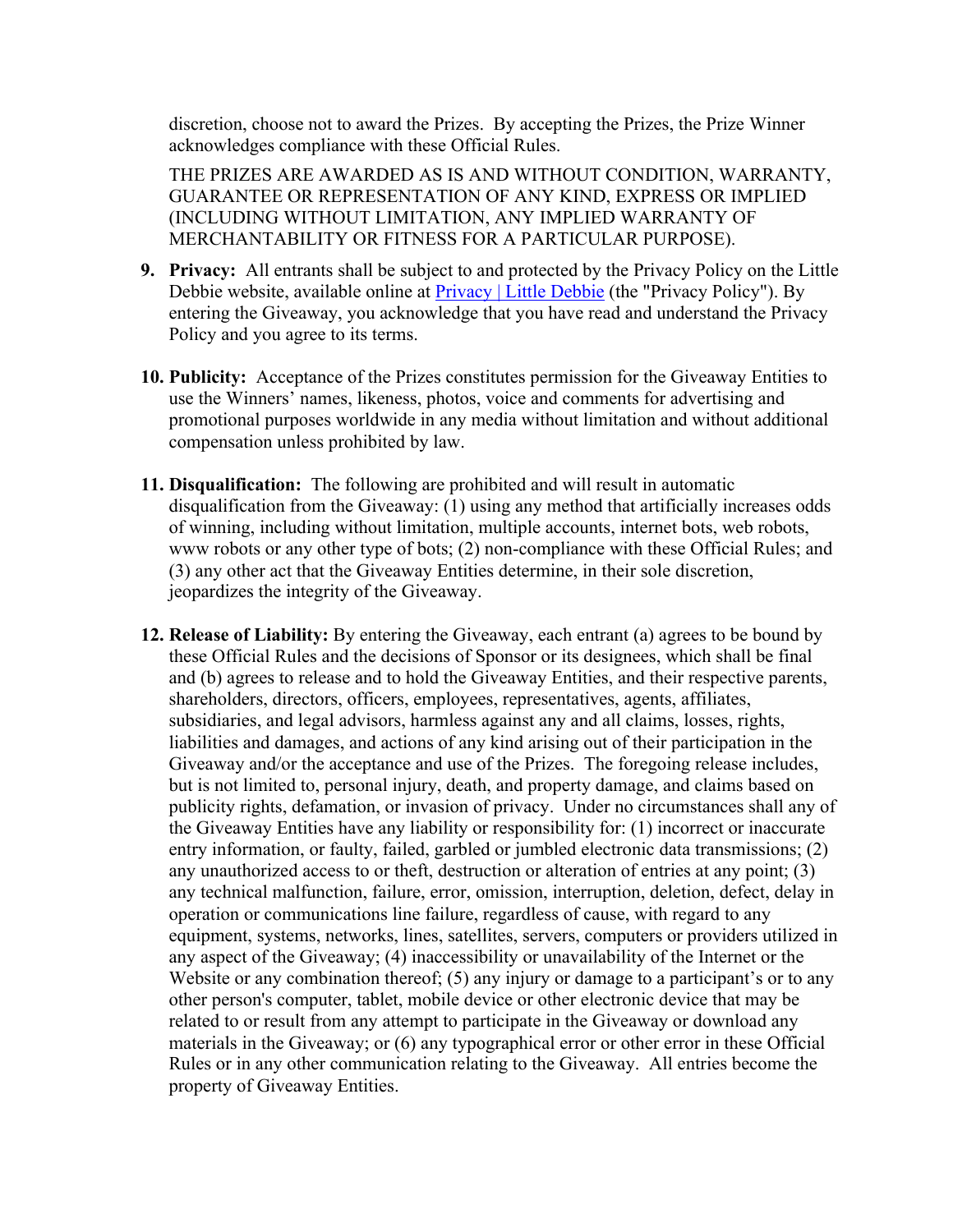discretion, choose not to award the Prizes. By accepting the Prizes, the Prize Winner acknowledges compliance with these Official Rules.

THE PRIZES ARE AWARDED AS IS AND WITHOUT CONDITION, WARRANTY, GUARANTEE OR REPRESENTATION OF ANY KIND, EXPRESS OR IMPLIED (INCLUDING WITHOUT LIMITATION, ANY IMPLIED WARRANTY OF MERCHANTABILITY OR FITNESS FOR A PARTICULAR PURPOSE).

9. **Privacy:** All entrants shall be subject to and protected by the Privacy Policy on the Little Debbie website, available online at Privacy | Little Debbie (the "Privacy Policy"). By entering the Giveaway, you acknowledge that you have read and understand the Privacy Policy and you agree to its terms.

10. **Publicity:** Acceptance of the Prizes constitutes permission for the Giveaway Entities to use the Winners' names, likeness, photos, voice and comments for advertising and promotional purposes worldwide in any media without limitation and without additional compensation unless prohibited by law.

11. **Disqualification:** The following are prohibited and will result in automatic disqualification from the Giveaway: (1) using any method that artificially increases odds of winning, including without limitation, multiple accounts, internet bots, web robots, www robots or any other type of bots; (2) non-compliance with these Official Rules; and (3) any other act that the Giveaway Entities determine, in their sole discretion, jeopardizes the integrity of the Giveaway.

12. **Release of Liability:** By entering the Giveaway, each entrant (a) agrees to be bound by these Official Rules and the decisions of Sponsor or its designees, which shall be final and (b) agrees to release and to hold the Giveaway Entities, and their respective parents, shareholders, directors, officers, employees, representatives, agents, affiliates, subsidiaries, and legal advisors, harmless against any and all claims, losses, rights, liabilities and damages, and actions of any kind arising out of their participation in the Giveaway and/or the acceptance and use of the Prizes. The foregoing release includes, but is not limited to, personal injury, death, and property damage, and claims based on publicity rights, defamation, or invasion of privacy. Under no circumstances shall any of the Giveaway Entities have any liability or responsibility for: (1) incorrect or inaccurate entry information, or faulty, failed, garbled or jumbled electronic data transmissions; (2) any unauthorized access to or theft, destruction or alteration of entries at any point; (3) any technical malfunction, failure, error, omission, interruption, deletion, defect, delay in operation or communications line failure, regardless of cause, with regard to any equipment, systems, networks, lines, satellites, servers, computers or providers utilized in any aspect of the Giveaway; (4) inaccessibility or unavailability of the Internet or the Website or any combination thereof; (5) any injury or damage to a participant's or to any other person's computer, tablet, mobile device or other electronic device that may be related to or result from any attempt to participate in the Giveaway or download any materials in the Giveaway; or (6) any typographical error or other error in these Official Rules or in any other communication relating to the Giveaway. All entries become the property of Giveaway Entities.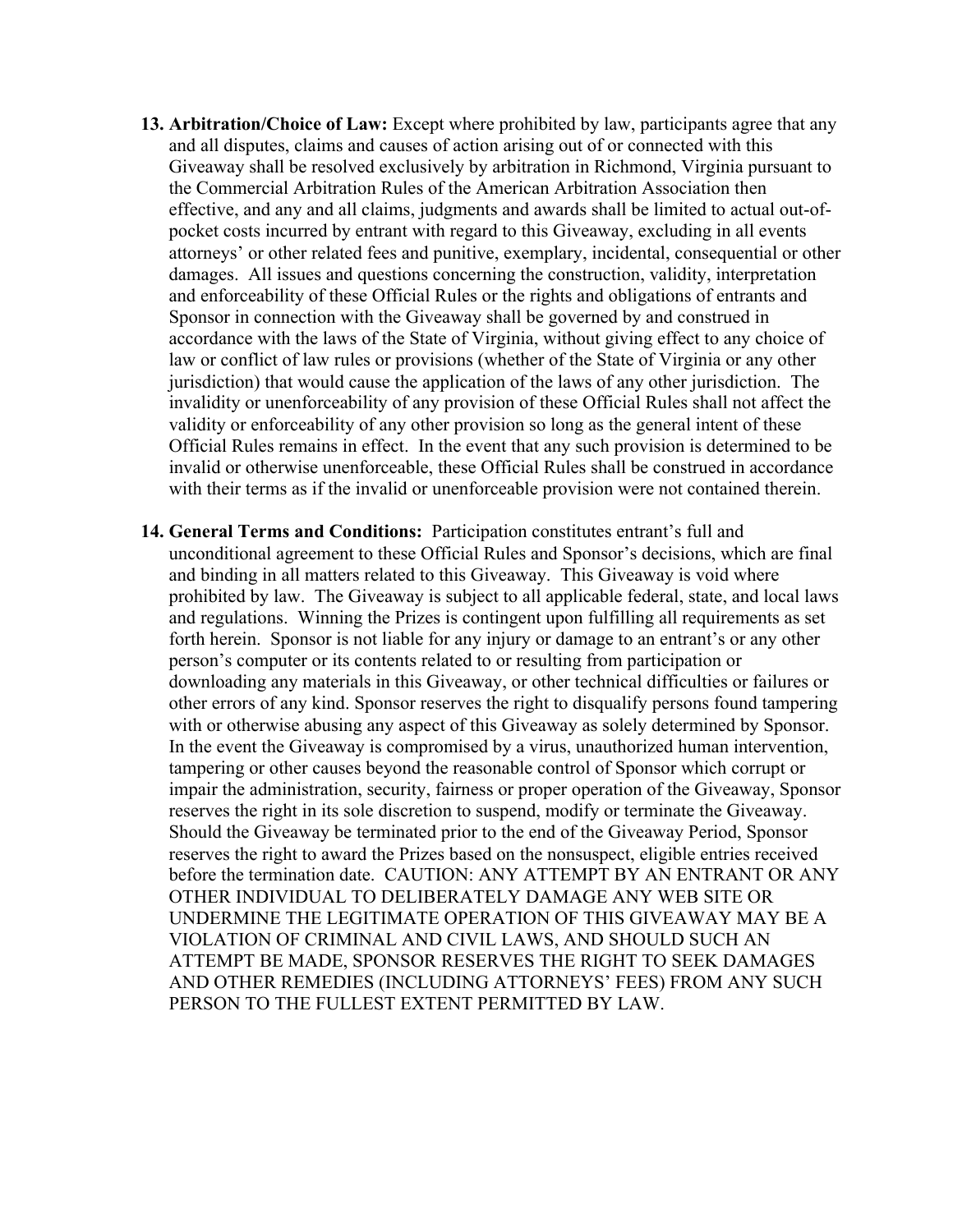13. **Arbitration/Choice of Law:** Except where prohibited by law, participants agree that any and all disputes, claims and causes of action arising out of or connected with this Giveaway shall be resolved exclusively by arbitration in Richmond, Virginia pursuant to the Commercial Arbitration Rules of the American Arbitration Association then effective, and any and all claims, judgments and awards shall be limited to actual out-of-pocket costs incurred by entrant with regard to this Giveaway, excluding in all events attorneys' or other related fees and punitive, exemplary, incidental, consequential or other damages. All issues and questions concerning the construction, validity, interpretation and enforceability of these Official Rules or the rights and obligations of entrants and Sponsor in connection with the Giveaway shall be governed by and construed in accordance with the laws of the State of Virginia, without giving effect to any choice of law or conflict of law rules or provisions (whether of the State of Virginia or any other jurisdiction) that would cause the application of the laws of any other jurisdiction. The invalidity or unenforceability of any provision of these Official Rules shall not affect the validity or enforceability of any other provision so long as the general intent of these Official Rules remains in effect. In the event that any such provision is determined to be invalid or otherwise unenforceable, these Official Rules shall be construed in accordance with their terms as if the invalid or unenforceable provision were not contained therein.

14. **General Terms and Conditions:** Participation constitutes entrant's full and unconditional agreement to these Official Rules and Sponsor's decisions, which are final and binding in all matters related to this Giveaway. This Giveaway is void where prohibited by law. The Giveaway is subject to all applicable federal, state, and local laws and regulations. Winning the Prizes is contingent upon fulfilling all requirements as set forth herein. Sponsor is not liable for any injury or damage to an entrant's or any other person's computer or its contents related to or resulting from participation or downloading any materials in this Giveaway, or other technical difficulties or failures or other errors of any kind. Sponsor reserves the right to disqualify persons found tampering with or otherwise abusing any aspect of this Giveaway as solely determined by Sponsor. In the event the Giveaway is compromised by a virus, unauthorized human intervention, tampering or other causes beyond the reasonable control of Sponsor which corrupt or impair the administration, security, fairness or proper operation of the Giveaway, Sponsor reserves the right in its sole discretion to suspend, modify or terminate the Giveaway. Should the Giveaway be terminated prior to the end of the Giveaway Period, Sponsor reserves the right to award the Prizes based on the nonsuspect, eligible entries received before the termination date. CAUTION: ANY ATTEMPT BY AN ENTRANT OR ANY OTHER INDIVIDUAL TO DELIBERATELY DAMAGE ANY WEB SITE OR UNDERMINE THE LEGITIMATE OPERATION OF THIS GIVEAWAY MAY BE A VIOLATION OF CRIMINAL AND CIVIL LAWS, AND SHOULD SUCH AN ATTEMPT BE MADE, SPONSOR RESERVES THE RIGHT TO SEEK DAMAGES AND OTHER REMEDIES (INCLUDING ATTORNEYS' FEES) FROM ANY SUCH PERSON TO THE FULLEST EXTENT PERMITTED BY LAW.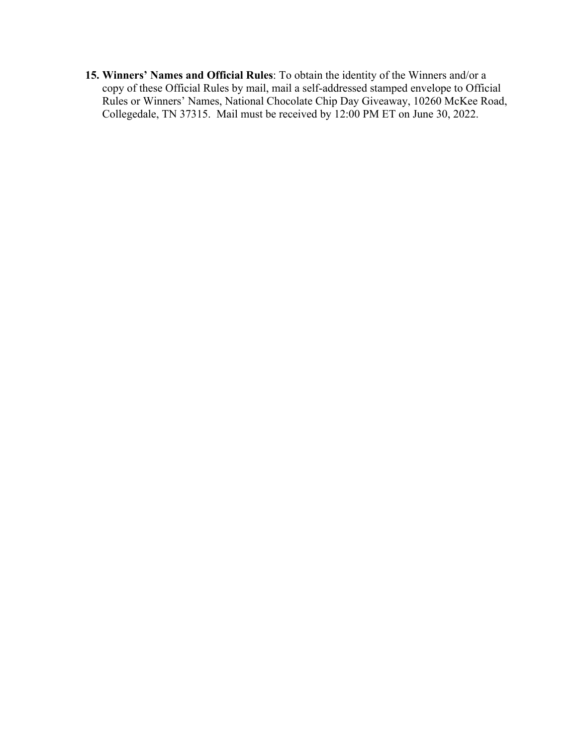15. **Winners' Names and Official Rules**: To obtain the identity of the Winners and/or a copy of these Official Rules by mail, mail a self-addressed stamped envelope to Official Rules or Winners' Names, National Chocolate Chip Day Giveaway, 10260 McKee Road, Collegedale, TN 37315. Mail must be received by 12:00 PM ET on June 30, 2022.